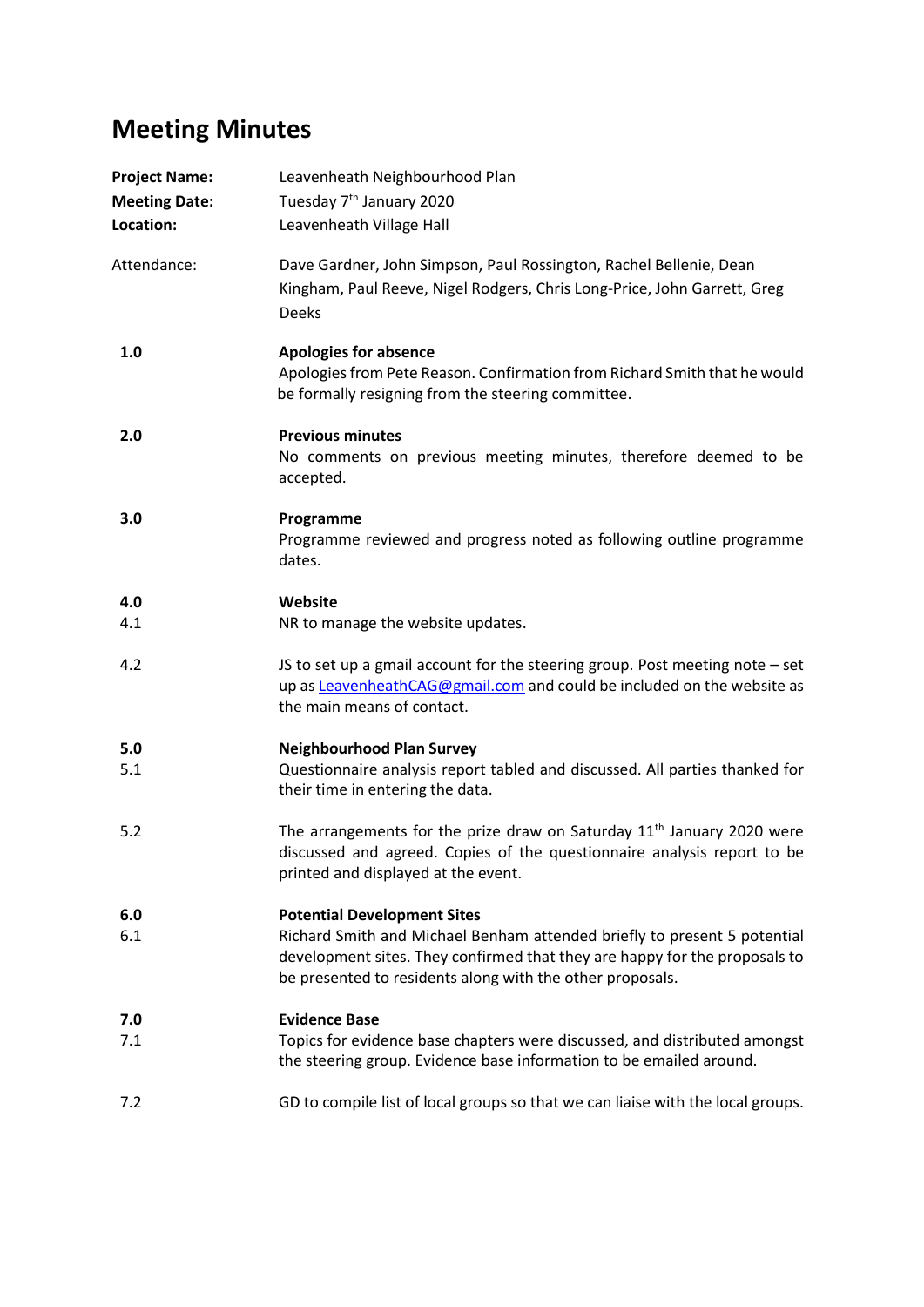# Meeting Minutes

**Project Name:** Leavenheath Neighbourhood Plan
**Meeting Date:** Tuesday 7th January 2020
**Location:** Leavenheath Village Hall

Attendance: Dave Gardner, John Simpson, Paul Rossington, Rachel Bellenie, Dean Kingham, Paul Reeve, Nigel Rodgers, Chris Long-Price, John Garrett, Greg Deeks

**1.0 Apologies for absence**

Apologies from Pete Reason. Confirmation from Richard Smith that he would be formally resigning from the steering committee.

**2.0 Previous minutes**

No comments on previous meeting minutes, therefore deemed to be accepted.

**3.0 Programme**

Programme reviewed and progress noted as following outline programme dates.

**4.0 Website**

4.1 NR to manage the website updates.

4.2 JS to set up a gmail account for the steering group. Post meeting note – set up as LeavenheathCAG@gmail.com and could be included on the website as the main means of contact.

**5.0 Neighbourhood Plan Survey**

5.1 Questionnaire analysis report tabled and discussed. All parties thanked for their time in entering the data.

5.2 The arrangements for the prize draw on Saturday 11th January 2020 were discussed and agreed. Copies of the questionnaire analysis report to be printed and displayed at the event.

**6.0 Potential Development Sites**

6.1 Richard Smith and Michael Benham attended briefly to present 5 potential development sites. They confirmed that they are happy for the proposals to be presented to residents along with the other proposals.

**7.0 Evidence Base**

7.1 Topics for evidence base chapters were discussed, and distributed amongst the steering group. Evidence base information to be emailed around.

7.2 GD to compile list of local groups so that we can liaise with the local groups.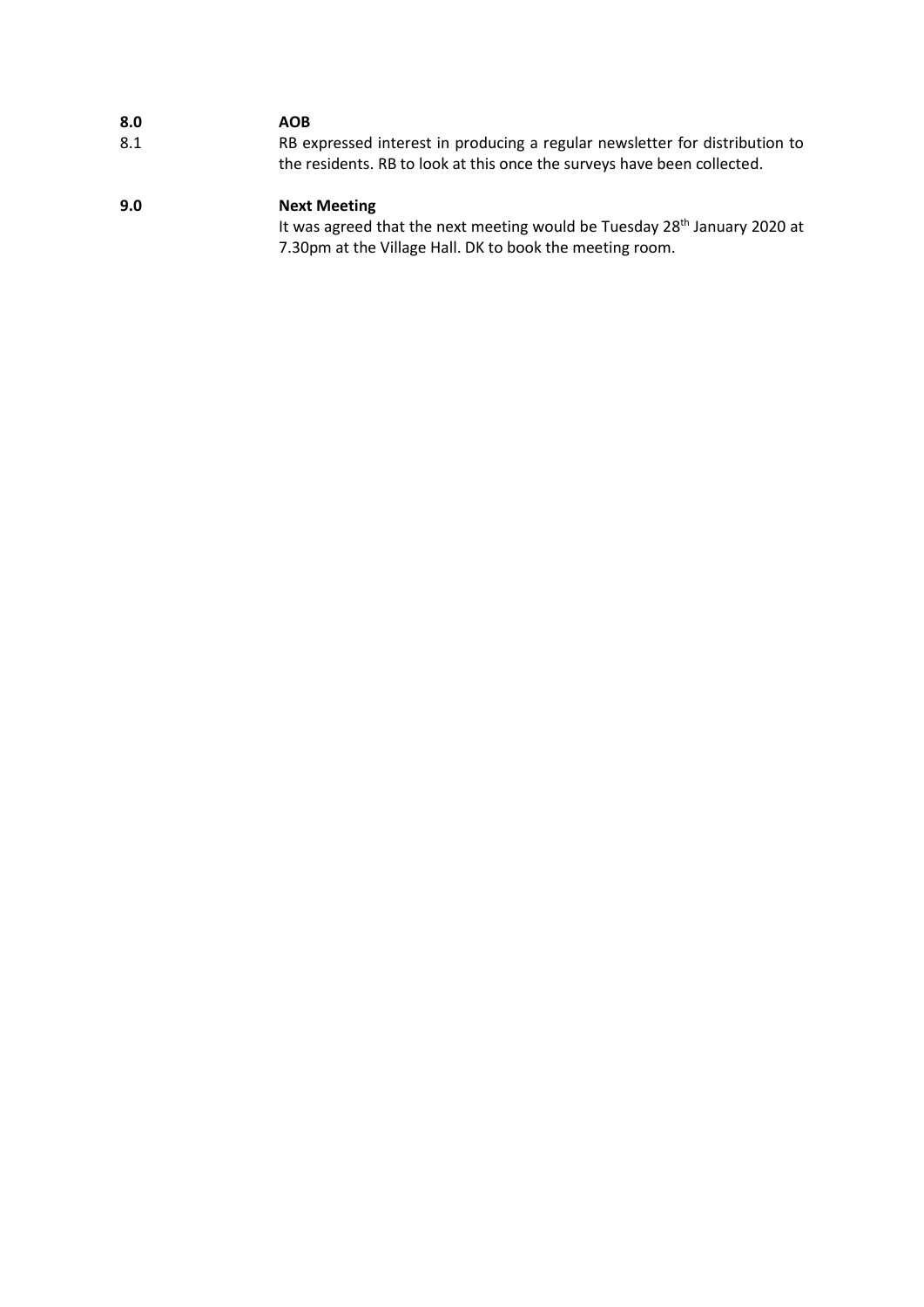**8.0 AOB**

8.1 RB expressed interest in producing a regular newsletter for distribution to the residents. RB to look at this once the surveys have been collected.

**9.0 Next Meeting**

It was agreed that the next meeting would be Tuesday 28th January 2020 at 7.30pm at the Village Hall. DK to book the meeting room.